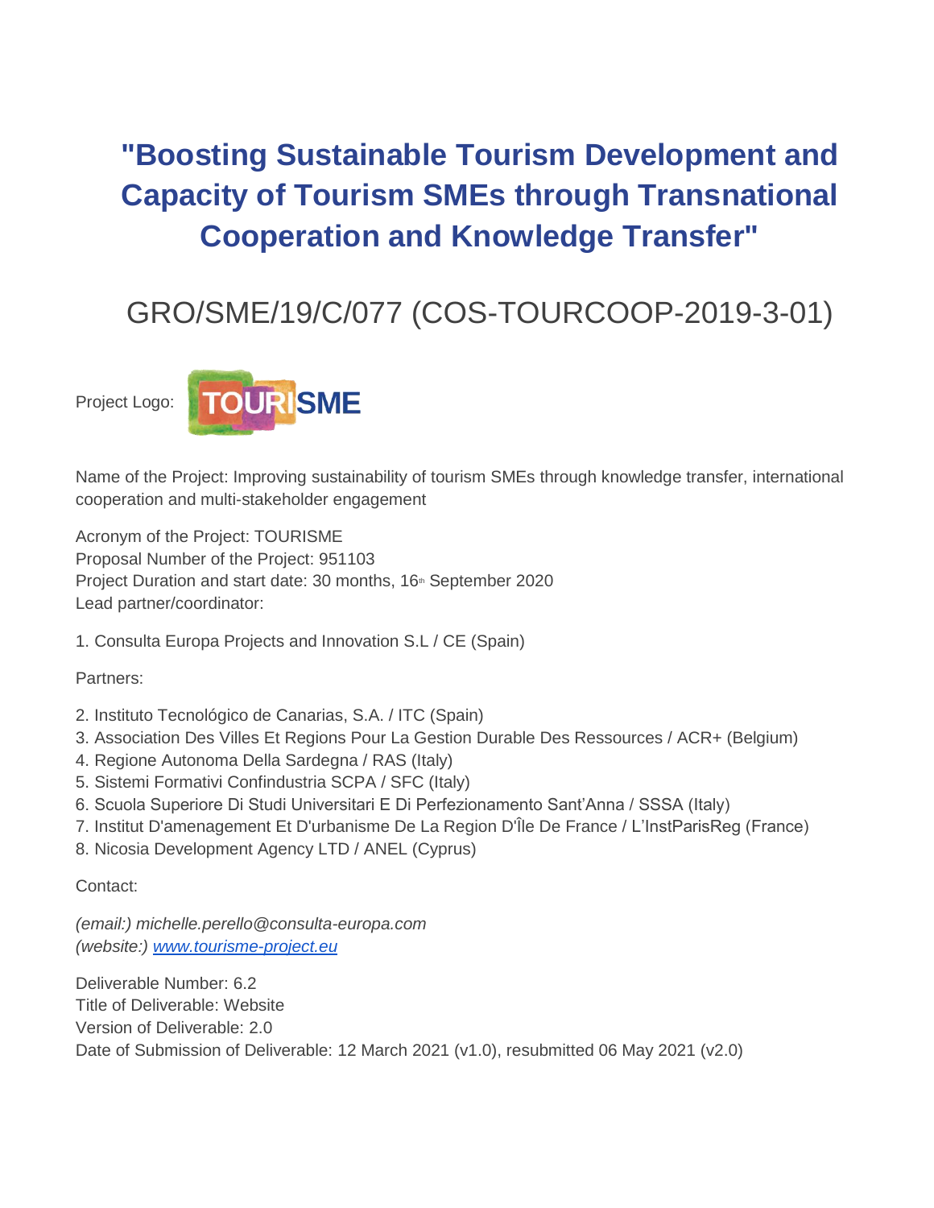# "Boosting Sustainable Tourism Development and Capacity of Tourism SMEs through Transnational Cooperation and Knowledge Transfer"

## GRO/SME/19/C/077 (COS-TOURCOOP-2019-3-01)

Project Logo:

Name of the Project: Improving sustainability of tourism SMEs through knowledge transfer, international cooperation and multi-stakeholder engagement

Acronym of the Project: TOURISME
Proposal Number of the Project: 951103
Project Duration and start date: 30 months, 16th September 2020
Lead partner/coordinator:

1. Consulta Europa Projects and Innovation S.L / CE (Spain)

Partners:

2. Instituto Tecnológico de Canarias, S.A. / ITC (Spain)
3. Association Des Villes Et Regions Pour La Gestion Durable Des Ressources / ACR+ (Belgium)
4. Regione Autonoma Della Sardegna / RAS (Italy)
5. Sistemi Formativi Confindustria SCPA / SFC (Italy)
6. Scuola Superiore Di Studi Universitari E Di Perfezionamento Sant'Anna / SSSA (Italy)
7. Institut D'amenagement Et D'urbanisme De La Region D'Île De France / L'InstParisReg (France)
8. Nicosia Development Agency LTD / ANEL (Cyprus)

Contact:

*(email:) michelle.perello@consulta-europa.com*
*(website:) [www.tourisme-project.eu](www.tourisme-project.eu)*

Deliverable Number: 6.2
Title of Deliverable: Website
Version of Deliverable: 2.0
Date of Submission of Deliverable: 12 March 2021 (v1.0), resubmitted 06 May 2021 (v2.0)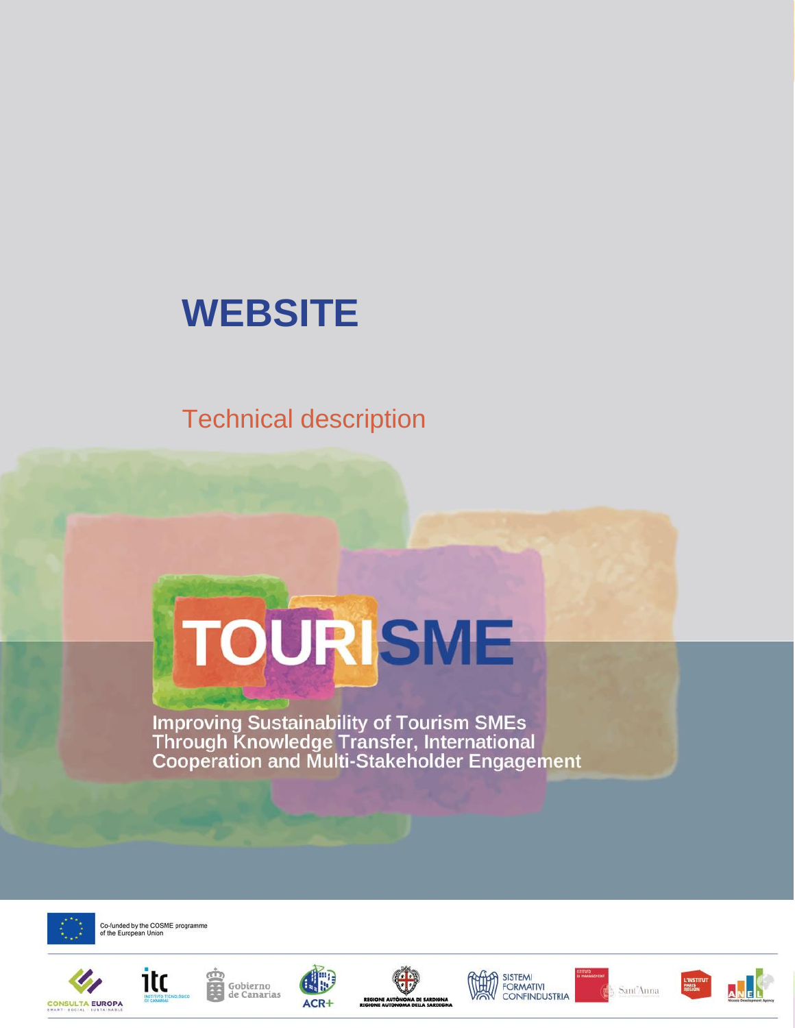# WEBSITE

## Technical description

TOURISME

Improving Sustainability of Tourism SMEs Through Knowledge Transfer, International Cooperation and Multi-Stakeholder Engagement

Co-funded by the COSME programme of the European Union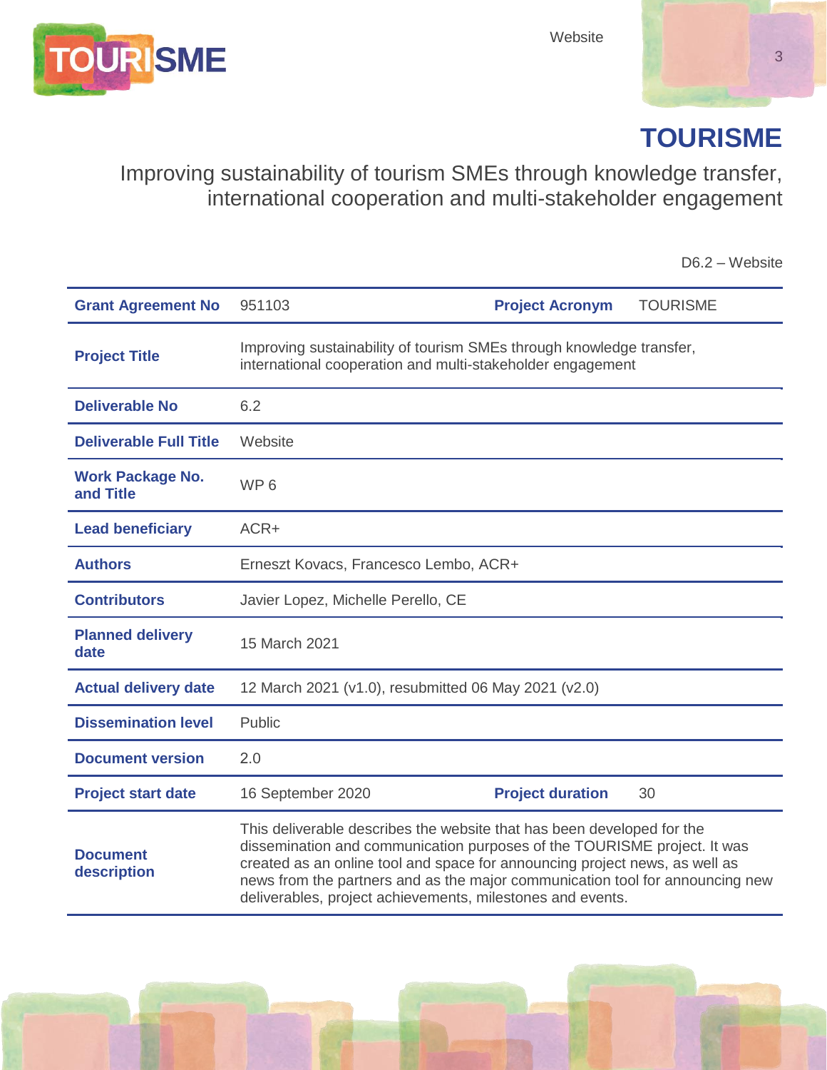# TOURISME

Improving sustainability of tourism SMEs through knowledge transfer, international cooperation and multi-stakeholder engagement

D6.2 – Website

| | | | |
|---|---|---|---|
| **Grant Agreement No** | 951103 | **Project Acronym** | TOURISME |
| **Project Title** | Improving sustainability of tourism SMEs through knowledge transfer, international cooperation and multi-stakeholder engagement | | |
| **Deliverable No** | 6.2 | | |
| **Deliverable Full Title** | Website | | |
| **Work Package No. and Title** | WP 6 | | |
| **Lead beneficiary** | ACR+ | | |
| **Authors** | Erneszt Kovacs, Francesco Lembo, ACR+ | | |
| **Contributors** | Javier Lopez, Michelle Perello, CE | | |
| **Planned delivery date** | 15 March 2021 | | |
| **Actual delivery date** | 12 March 2021 (v1.0), resubmitted 06 May 2021 (v2.0) | | |
| **Dissemination level** | Public | | |
| **Document version** | 2.0 | | |
| **Project start date** | 16 September 2020 | **Project duration** | 30 |
| **Document description** | This deliverable describes the website that has been developed for the dissemination and communication purposes of the TOURISME project. It was created as an online tool and space for announcing project news, as well as news from the partners and as the major communication tool for announcing new deliverables, project achievements, milestones and events. | | |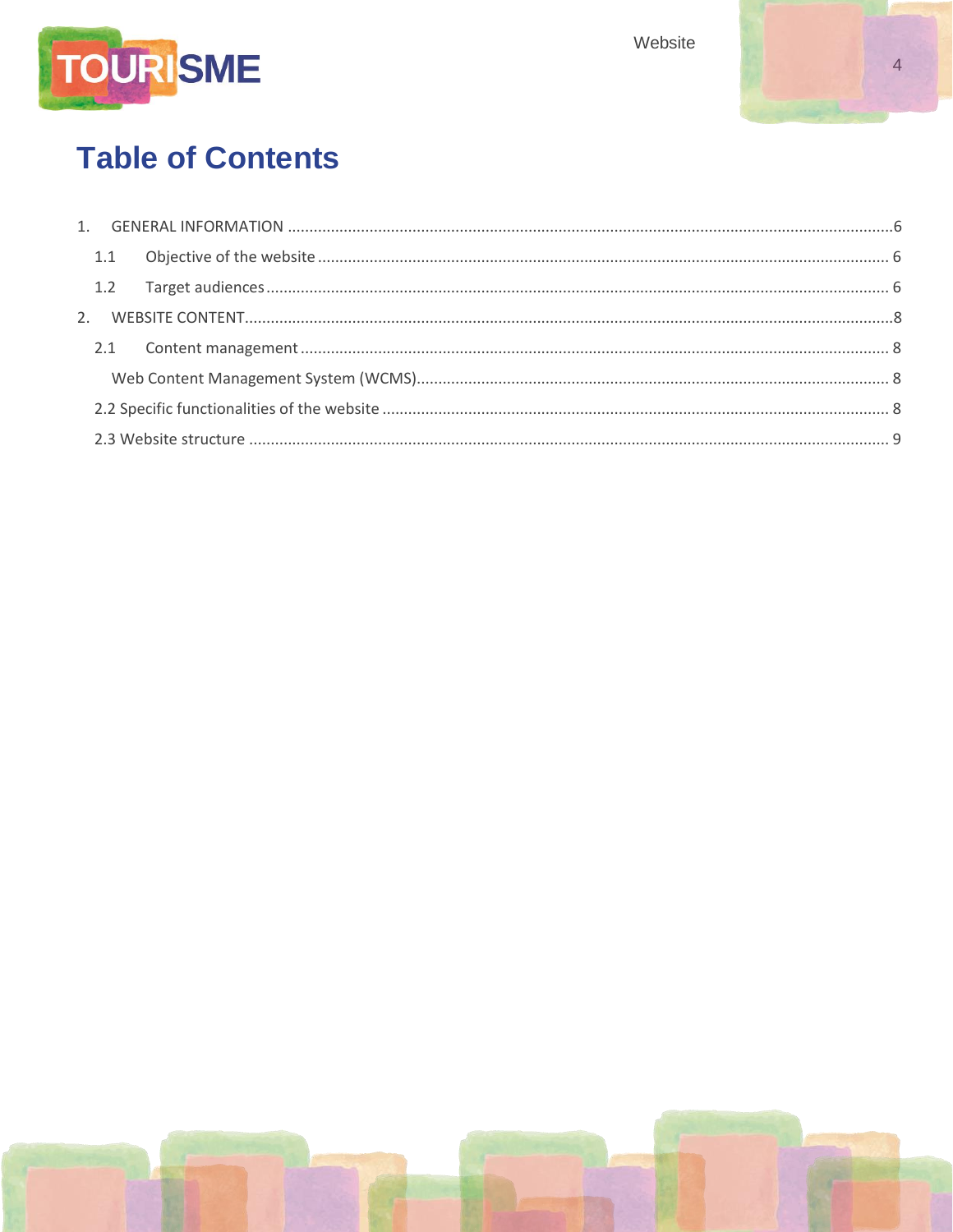# Table of Contents

1. GENERAL INFORMATION ....................................................................................6
   - 1.1 Objective of the website ....................................................................... 6
   - 1.2 Target audiences ................................................................................ 6
2. WEBSITE CONTENT..........................................................................................8
   - 2.1 Content management .......................................................................... 8
     - Web Content Management System (WCMS)............................................... 8
   - 2.2 Specific functionalities of the website .................................................... 8
   - 2.3 Website structure ................................................................................ 9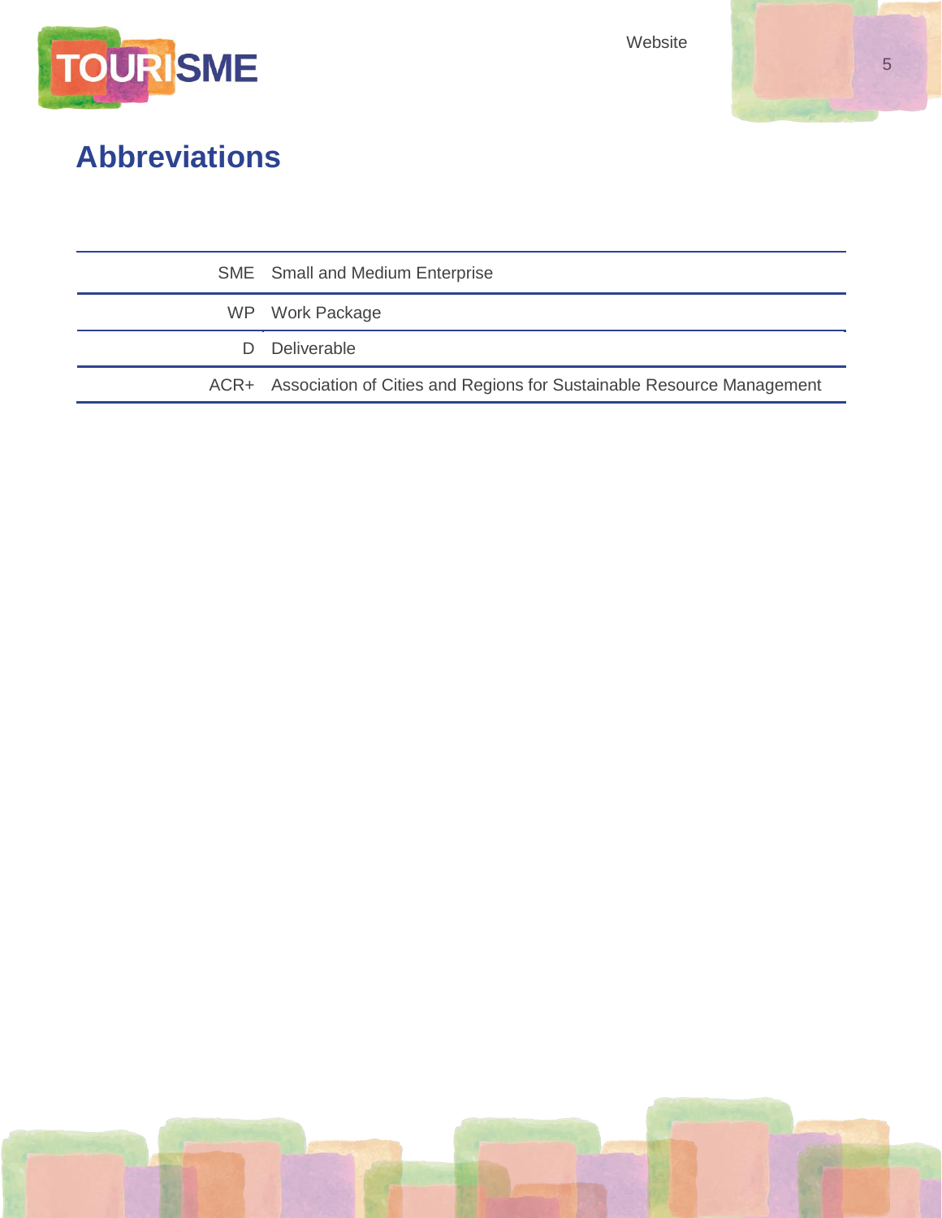# Abbreviations

| | |
|---|---|
| SME | Small and Medium Enterprise |
| WP | Work Package |
| D | Deliverable |
| ACR+ | Association of Cities and Regions for Sustainable Resource Management |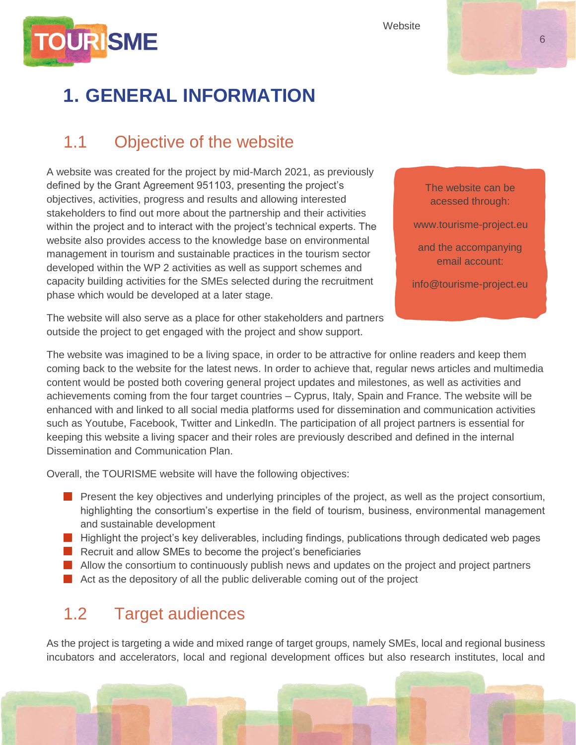# 1. GENERAL INFORMATION

## 1.1 Objective of the website

A website was created for the project by mid-March 2021, as previously defined by the Grant Agreement 951103, presenting the project's objectives, activities, progress and results and allowing interested stakeholders to find out more about the partnership and their activities within the project and to interact with the project's technical experts. The website also provides access to the knowledge base on environmental management in tourism and sustainable practices in the tourism sector developed within the WP 2 activities as well as support schemes and capacity building activities for the SMEs selected during the recruitment phase which would be developed at a later stage.

> The website can be acessed through:
>
> www.tourisme-project.eu
>
> and the accompanying email account:
>
> info@tourisme-project.eu

The website will also serve as a place for other stakeholders and partners outside the project to get engaged with the project and show support.

The website was imagined to be a living space, in order to be attractive for online readers and keep them coming back to the website for the latest news. In order to achieve that, regular news articles and multimedia content would be posted both covering general project updates and milestones, as well as activities and achievements coming from the four target countries – Cyprus, Italy, Spain and France. The website will be enhanced with and linked to all social media platforms used for dissemination and communication activities such as Youtube, Facebook, Twitter and LinkedIn. The participation of all project partners is essential for keeping this website a living spacer and their roles are previously described and defined in the internal Dissemination and Communication Plan.

Overall, the TOURISME website will have the following objectives:

- Present the key objectives and underlying principles of the project, as well as the project consortium, highlighting the consortium's expertise in the field of tourism, business, environmental management and sustainable development
- Highlight the project's key deliverables, including findings, publications through dedicated web pages
- Recruit and allow SMEs to become the project's beneficiaries
- Allow the consortium to continuously publish news and updates on the project and project partners
- Act as the depository of all the public deliverable coming out of the project

## 1.2 Target audiences

As the project is targeting a wide and mixed range of target groups, namely SMEs, local and regional business incubators and accelerators, local and regional development offices but also research institutes, local and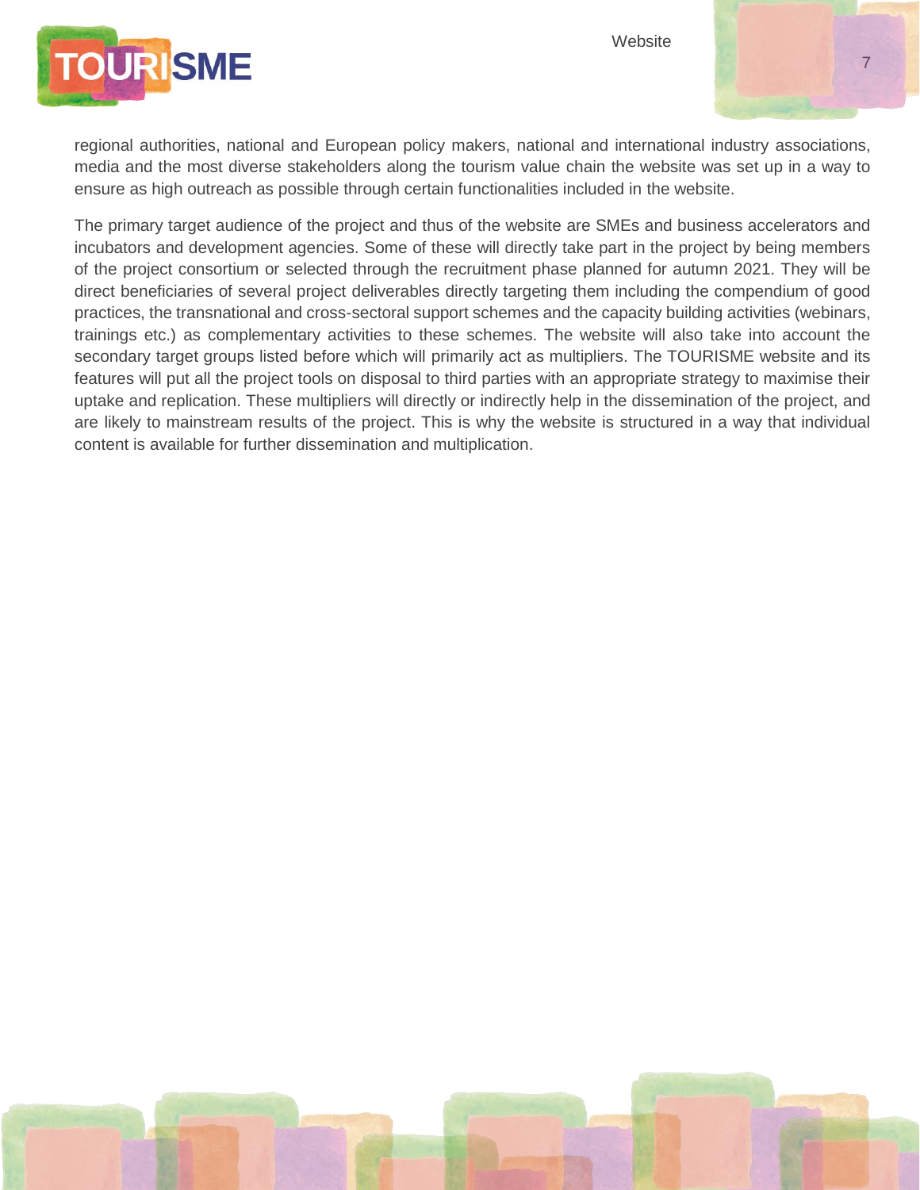regional authorities, national and European policy makers, national and international industry associations, media and the most diverse stakeholders along the tourism value chain the website was set up in a way to ensure as high outreach as possible through certain functionalities included in the website.

The primary target audience of the project and thus of the website are SMEs and business accelerators and incubators and development agencies. Some of these will directly take part in the project by being members of the project consortium or selected through the recruitment phase planned for autumn 2021. They will be direct beneficiaries of several project deliverables directly targeting them including the compendium of good practices, the transnational and cross-sectoral support schemes and the capacity building activities (webinars, trainings etc.) as complementary activities to these schemes. The website will also take into account the secondary target groups listed before which will primarily act as multipliers. The TOURISME website and its features will put all the project tools on disposal to third parties with an appropriate strategy to maximise their uptake and replication. These multipliers will directly or indirectly help in the dissemination of the project, and are likely to mainstream results of the project. This is why the website is structured in a way that individual content is available for further dissemination and multiplication.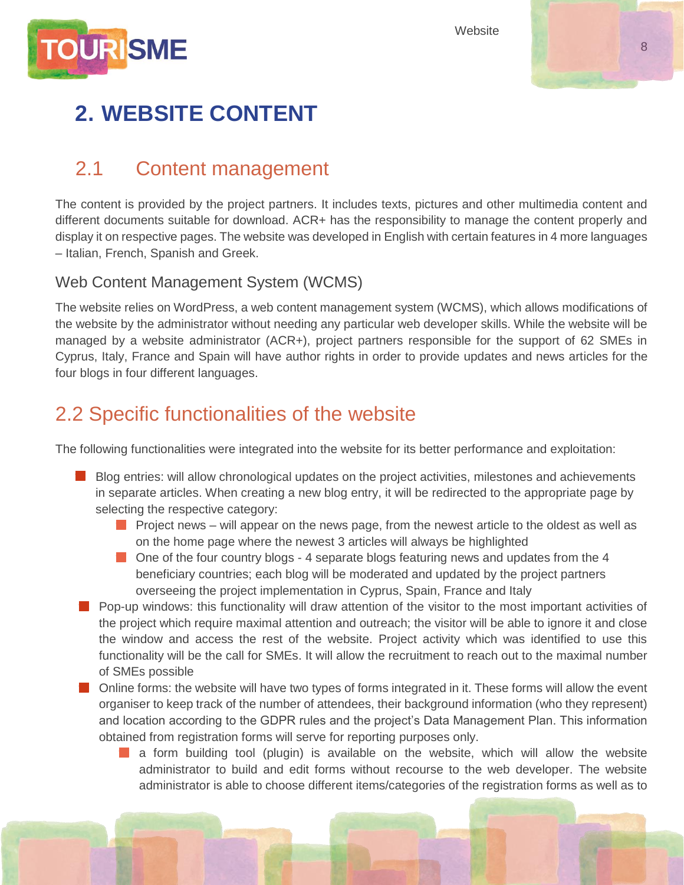# 2. WEBSITE CONTENT

## 2.1 Content management

The content is provided by the project partners. It includes texts, pictures and other multimedia content and different documents suitable for download. ACR+ has the responsibility to manage the content properly and display it on respective pages. The website was developed in English with certain features in 4 more languages – Italian, French, Spanish and Greek.

### Web Content Management System (WCMS)

The website relies on WordPress, a web content management system (WCMS), which allows modifications of the website by the administrator without needing any particular web developer skills. While the website will be managed by a website administrator (ACR+), project partners responsible for the support of 62 SMEs in Cyprus, Italy, France and Spain will have author rights in order to provide updates and news articles for the four blogs in four different languages.

## 2.2 Specific functionalities of the website

The following functionalities were integrated into the website for its better performance and exploitation:

- Blog entries: will allow chronological updates on the project activities, milestones and achievements in separate articles. When creating a new blog entry, it will be redirected to the appropriate page by selecting the respective category:
  - Project news – will appear on the news page, from the newest article to the oldest as well as on the home page where the newest 3 articles will always be highlighted
  - One of the four country blogs - 4 separate blogs featuring news and updates from the 4 beneficiary countries; each blog will be moderated and updated by the project partners overseeing the project implementation in Cyprus, Spain, France and Italy
- Pop-up windows: this functionality will draw attention of the visitor to the most important activities of the project which require maximal attention and outreach; the visitor will be able to ignore it and close the window and access the rest of the website. Project activity which was identified to use this functionality will be the call for SMEs. It will allow the recruitment to reach out to the maximal number of SMEs possible
- Online forms: the website will have two types of forms integrated in it. These forms will allow the event organiser to keep track of the number of attendees, their background information (who they represent) and location according to the GDPR rules and the project's Data Management Plan. This information obtained from registration forms will serve for reporting purposes only.
  - a form building tool (plugin) is available on the website, which will allow the website administrator to build and edit forms without recourse to the web developer. The website administrator is able to choose different items/categories of the registration forms as well as to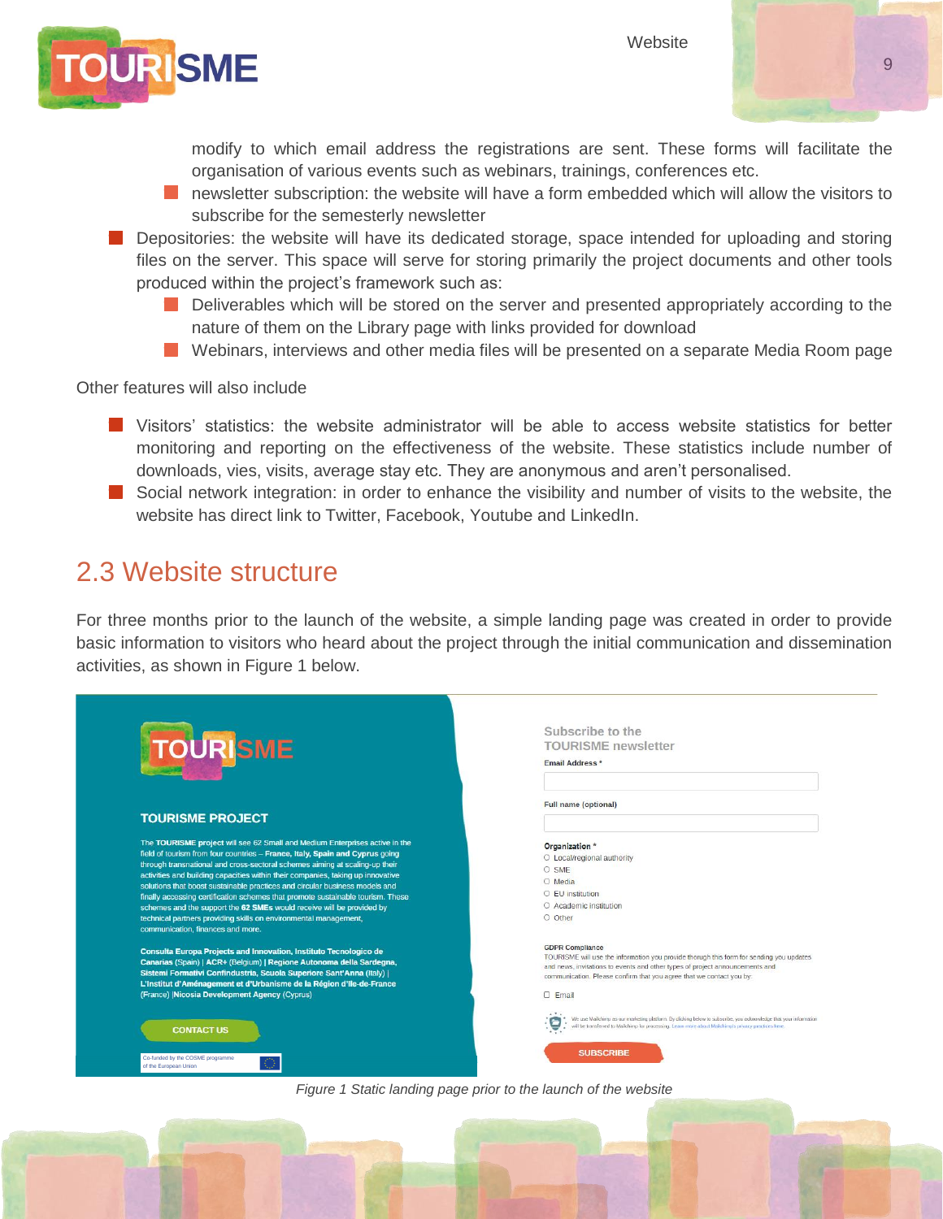modify to which email address the registrations are sent. These forms will facilitate the organisation of various events such as webinars, trainings, conferences etc.

- newsletter subscription: the website will have a form embedded which will allow the visitors to subscribe for the semesterly newsletter

- Depositories: the website will have its dedicated storage, space intended for uploading and storing files on the server. This space will serve for storing primarily the project documents and other tools produced within the project's framework such as:
  - Deliverables which will be stored on the server and presented appropriately according to the nature of them on the Library page with links provided for download
  - Webinars, interviews and other media files will be presented on a separate Media Room page

Other features will also include

- Visitors' statistics: the website administrator will be able to access website statistics for better monitoring and reporting on the effectiveness of the website. These statistics include number of downloads, vies, visits, average stay etc. They are anonymous and aren't personalised.
- Social network integration: in order to enhance the visibility and number of visits to the website, the website has direct link to Twitter, Facebook, Youtube and LinkedIn.

## 2.3 Website structure

For three months prior to the launch of the website, a simple landing page was created in order to provide basic information to visitors who heard about the project through the initial communication and dissemination activities, as shown in Figure 1 below.

*Figure 1 Static landing page prior to the launch of the website*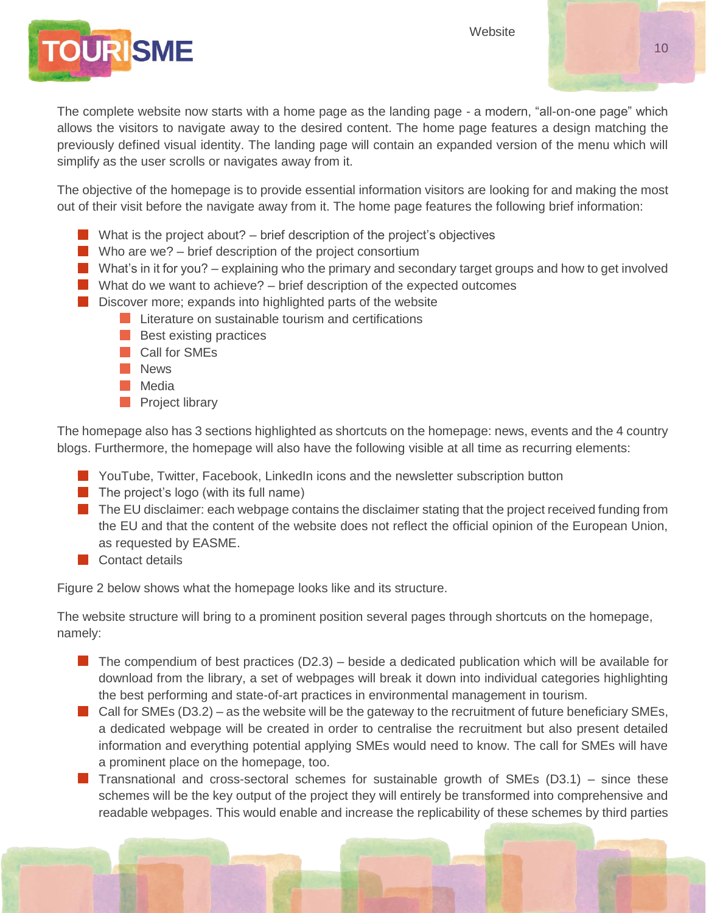The complete website now starts with a home page as the landing page - a modern, “all-on-one page” which allows the visitors to navigate away to the desired content. The home page features a design matching the previously defined visual identity. The landing page will contain an expanded version of the menu which will simplify as the user scrolls or navigates away from it.

The objective of the homepage is to provide essential information visitors are looking for and making the most out of their visit before the navigate away from it. The home page features the following brief information:

- What is the project about? – brief description of the project’s objectives
- Who are we? – brief description of the project consortium
- What’s in it for you? – explaining who the primary and secondary target groups and how to get involved
- What do we want to achieve? – brief description of the expected outcomes
- Discover more; expands into highlighted parts of the website
  - Literature on sustainable tourism and certifications
  - Best existing practices
  - Call for SMEs
  - News
  - Media
  - Project library

The homepage also has 3 sections highlighted as shortcuts on the homepage: news, events and the 4 country blogs. Furthermore, the homepage will also have the following visible at all time as recurring elements:

- YouTube, Twitter, Facebook, LinkedIn icons and the newsletter subscription button
- The project’s logo (with its full name)
- The EU disclaimer: each webpage contains the disclaimer stating that the project received funding from the EU and that the content of the website does not reflect the official opinion of the European Union, as requested by EASME.
- Contact details

Figure 2 below shows what the homepage looks like and its structure.

The website structure will bring to a prominent position several pages through shortcuts on the homepage, namely:

- The compendium of best practices (D2.3) – beside a dedicated publication which will be available for download from the library, a set of webpages will break it down into individual categories highlighting the best performing and state-of-art practices in environmental management in tourism.
- Call for SMEs (D3.2) – as the website will be the gateway to the recruitment of future beneficiary SMEs, a dedicated webpage will be created in order to centralise the recruitment but also present detailed information and everything potential applying SMEs would need to know. The call for SMEs will have a prominent place on the homepage, too.
- Transnational and cross-sectoral schemes for sustainable growth of SMEs (D3.1) – since these schemes will be the key output of the project they will entirely be transformed into comprehensive and readable webpages. This would enable and increase the replicability of these schemes by third parties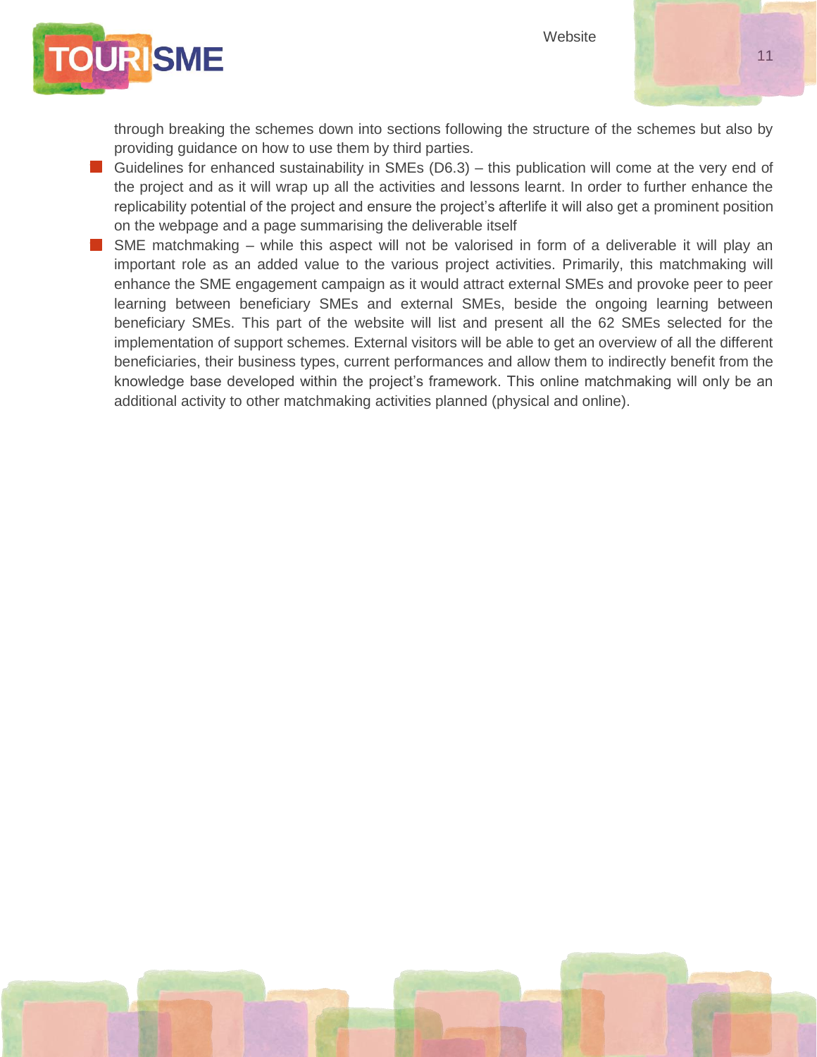through breaking the schemes down into sections following the structure of the schemes but also by providing guidance on how to use them by third parties.

- Guidelines for enhanced sustainability in SMEs (D6.3) – this publication will come at the very end of the project and as it will wrap up all the activities and lessons learnt. In order to further enhance the replicability potential of the project and ensure the project's afterlife it will also get a prominent position on the webpage and a page summarising the deliverable itself
- SME matchmaking – while this aspect will not be valorised in form of a deliverable it will play an important role as an added value to the various project activities. Primarily, this matchmaking will enhance the SME engagement campaign as it would attract external SMEs and provoke peer to peer learning between beneficiary SMEs and external SMEs, beside the ongoing learning between beneficiary SMEs. This part of the website will list and present all the 62 SMEs selected for the implementation of support schemes. External visitors will be able to get an overview of all the different beneficiaries, their business types, current performances and allow them to indirectly benefit from the knowledge base developed within the project's framework. This online matchmaking will only be an additional activity to other matchmaking activities planned (physical and online).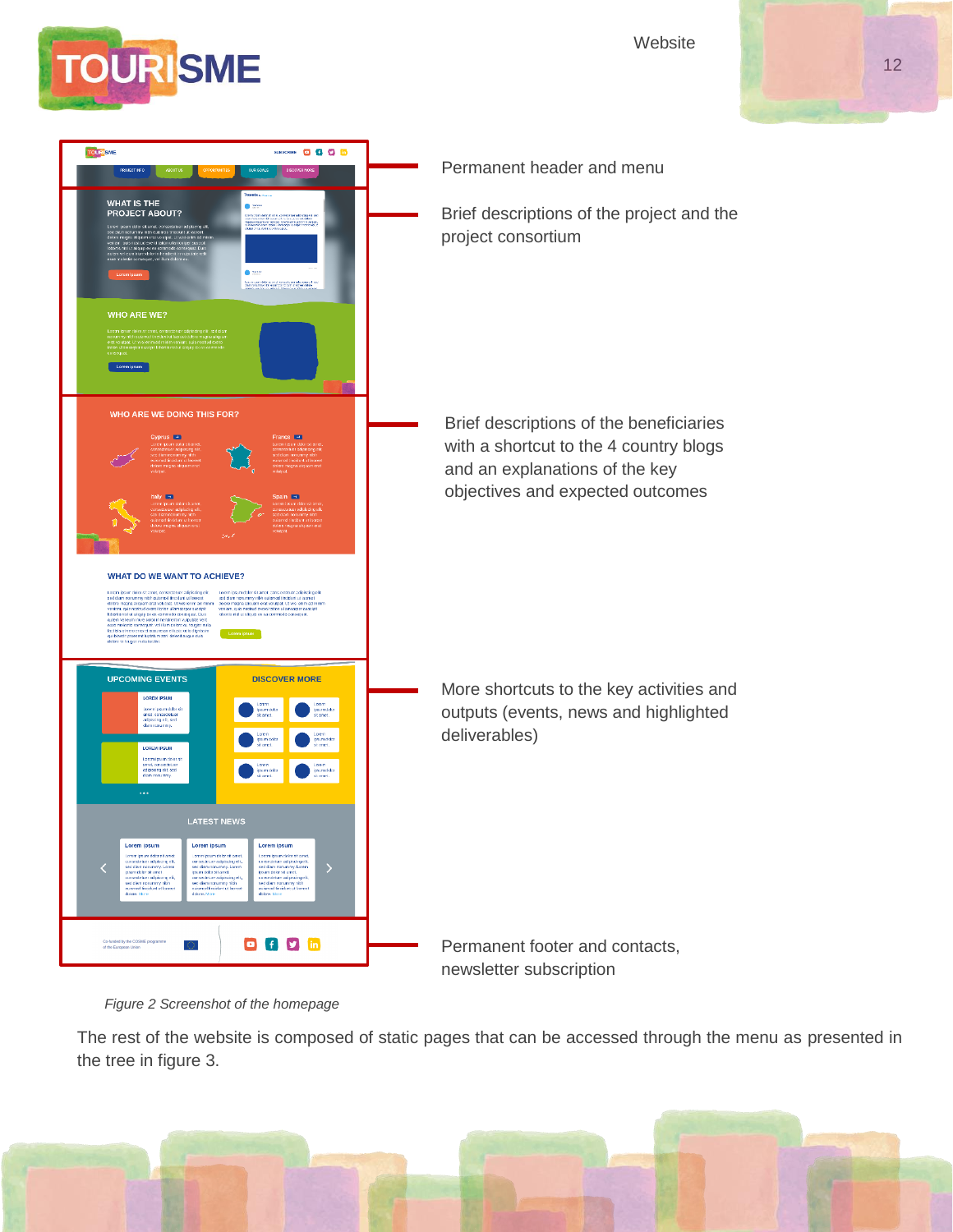Permanent header and menu

Brief descriptions of the project and the project consortium

Brief descriptions of the beneficiaries with a shortcut to the 4 country blogs and an explanations of the key objectives and expected outcomes

More shortcuts to the key activities and outputs (events, news and highlighted deliverables)

Permanent footer and contacts, newsletter subscription

*Figure 2 Screenshot of the homepage*

The rest of the website is composed of static pages that can be accessed through the menu as presented in the tree in figure 3.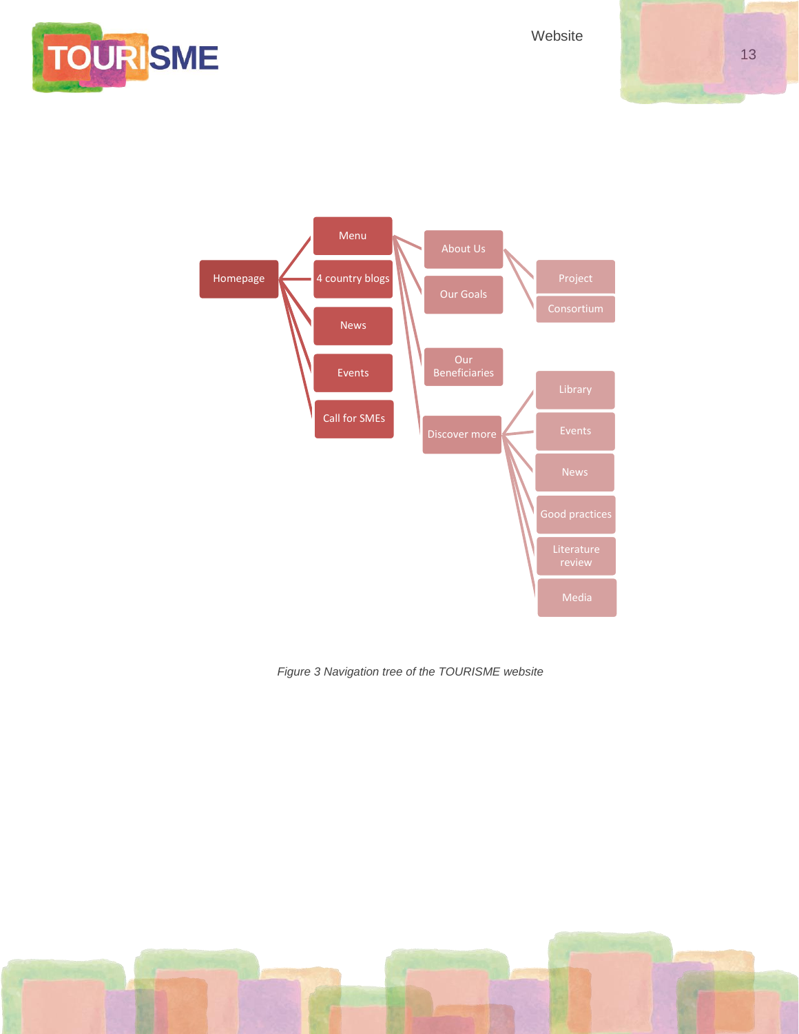Homepage

Menu

4 country blogs

News

Events

Call for SMEs

About Us

Our Goals

Our Beneficiaries

Discover more

Project

Consortium

Library

Events

News

Good practices

Literature review

Media

*Figure 3 Navigation tree of the TOURISME website*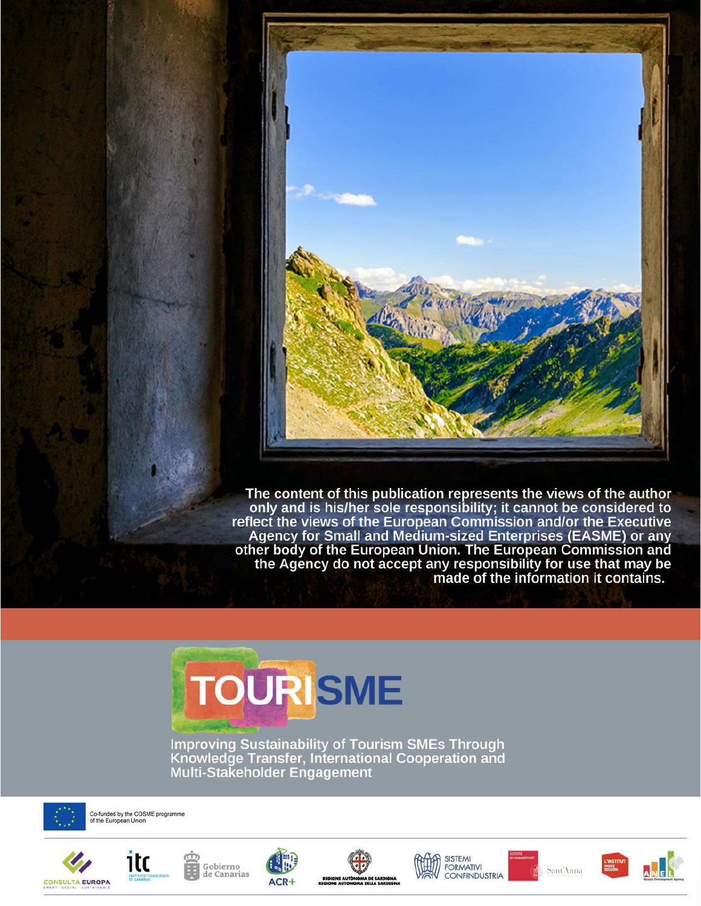The content of this publication represents the views of the author only and is his/her sole responsibility; it cannot be considered to reflect the views of the European Commission and/or the Executive Agency for Small and Medium-sized Enterprises (EASME) or any other body of the European Union. The European Commission and the Agency do not accept any responsibility for use that may be made of the information it contains.

# TOURISME

Improving Sustainability of Tourism SMEs Through Knowledge Transfer, International Cooperation and Multi-Stakeholder Engagement

Co-funded by the COSME programme of the European Union

CONSULTA EUROPA · itc Instituto Tecnológico de Canarias · Gobierno de Canarias · ACR+ · Regione Autònoma de Sardigna / Regione Autonoma della Sardegna · Sistemi Formativi Confindustria · Istituto di Management Sant'Anna · L'Institut Paris Region · ANEL Nicosia Development Agency